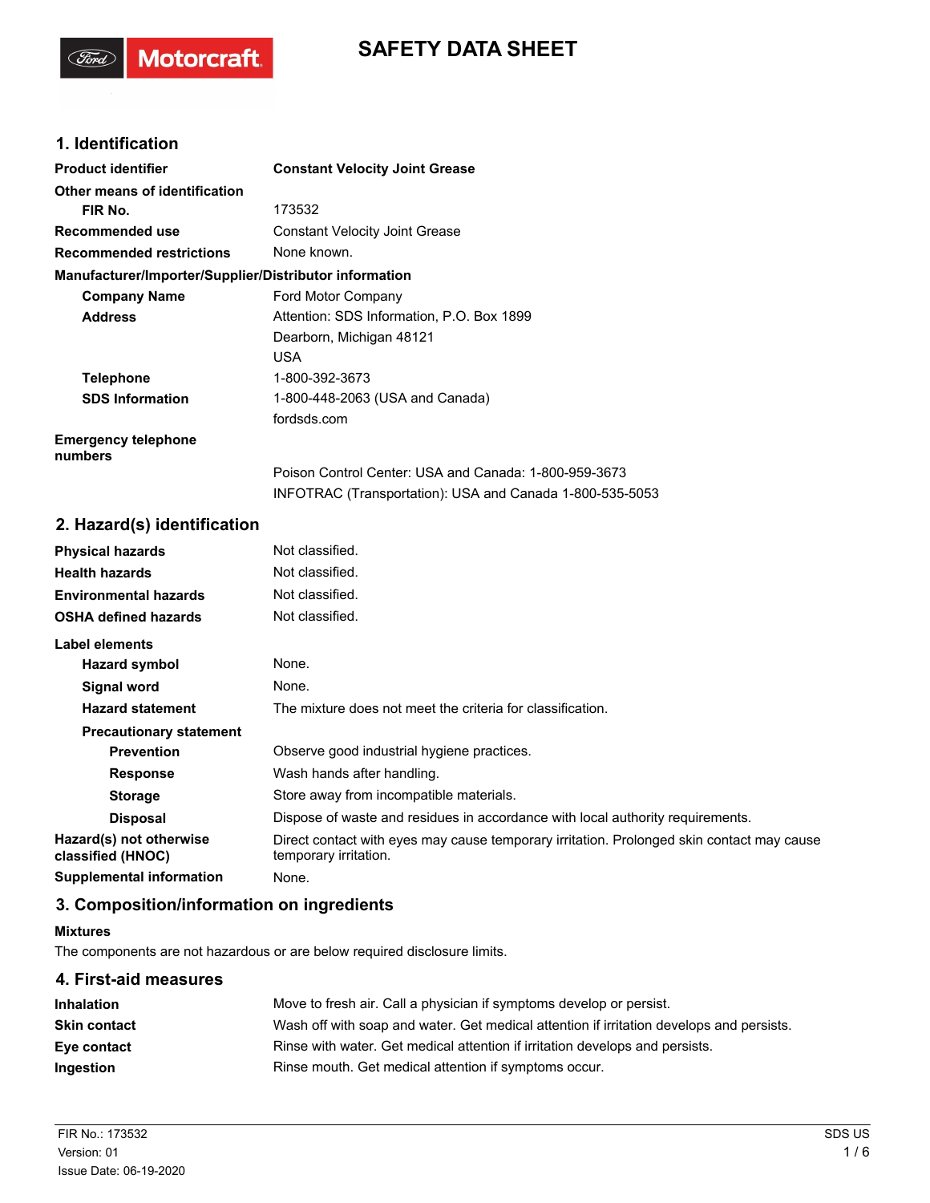# SAFETY DATA SHEET

## 1. Identification

| | |
|---|---|
| **Product identifier** | **Constant Velocity Joint Grease** |
| **Other means of identification** | |
| **FIR No.** | 173532 |
| **Recommended use** | Constant Velocity Joint Grease |
| **Recommended restrictions** | None known. |
| **Manufacturer/Importer/Supplier/Distributor information** | |
| **Company Name** | Ford Motor Company |
| **Address** | Attention: SDS Information, P.O. Box 1899<br>Dearborn, Michigan 48121<br>USA |
| **Telephone** | 1-800-392-3673 |
| **SDS Information** | 1-800-448-2063 (USA and Canada)<br>fordsds.com |
| **Emergency telephone numbers** | Poison Control Center: USA and Canada: 1-800-959-3673<br>INFOTRAC (Transportation): USA and Canada 1-800-535-5053 |

## 2. Hazard(s) identification

| | |
|---|---|
| **Physical hazards** | Not classified. |
| **Health hazards** | Not classified. |
| **Environmental hazards** | Not classified. |
| **OSHA defined hazards** | Not classified. |
| **Label elements** | |
| **Hazard symbol** | None. |
| **Signal word** | None. |
| **Hazard statement** | The mixture does not meet the criteria for classification. |
| **Precautionary statement** | |
| **Prevention** | Observe good industrial hygiene practices. |
| **Response** | Wash hands after handling. |
| **Storage** | Store away from incompatible materials. |
| **Disposal** | Dispose of waste and residues in accordance with local authority requirements. |
| **Hazard(s) not otherwise classified (HNOC)** | Direct contact with eyes may cause temporary irritation. Prolonged skin contact may cause temporary irritation. |
| **Supplemental information** | None. |

## 3. Composition/information on ingredients

**Mixtures**

The components are not hazardous or are below required disclosure limits.

## 4. First-aid measures

| | |
|---|---|
| **Inhalation** | Move to fresh air. Call a physician if symptoms develop or persist. |
| **Skin contact** | Wash off with soap and water. Get medical attention if irritation develops and persists. |
| **Eye contact** | Rinse with water. Get medical attention if irritation develops and persists. |
| **Ingestion** | Rinse mouth. Get medical attention if symptoms occur. |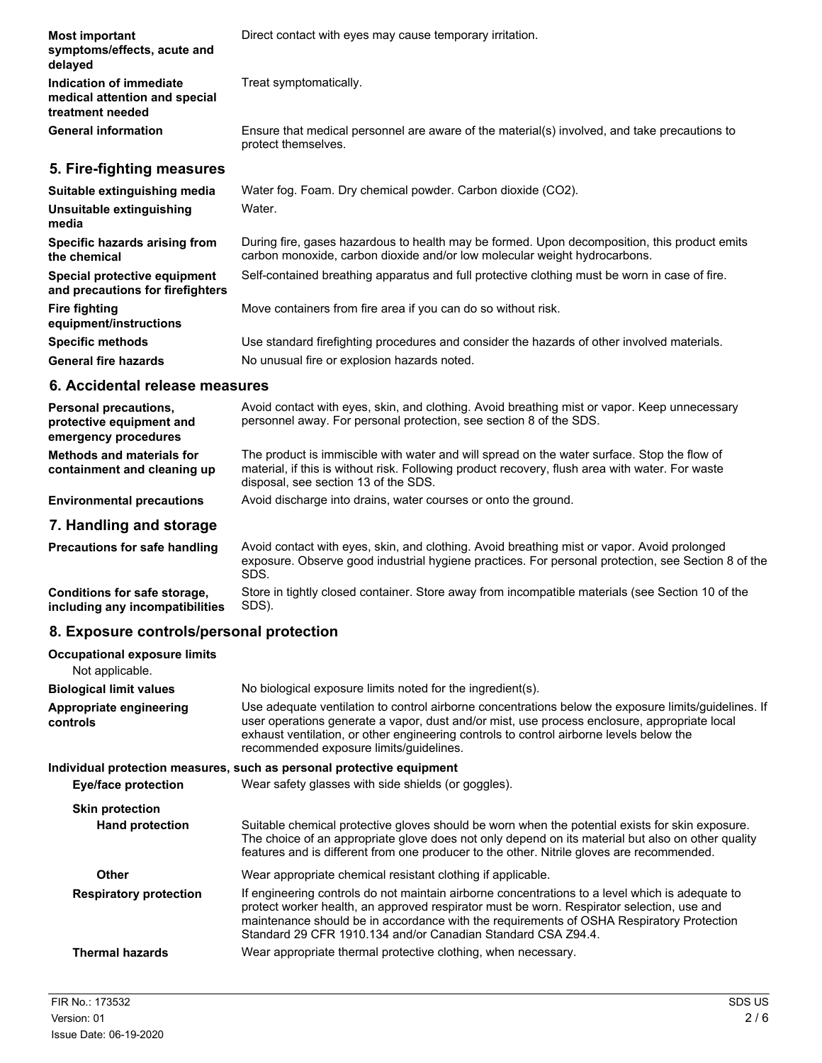**Most important symptoms/effects, acute and delayed**
Direct contact with eyes may cause temporary irritation.

**Indication of immediate medical attention and special treatment needed**
Treat symptomatically.

**General information**
Ensure that medical personnel are aware of the material(s) involved, and take precautions to protect themselves.

## 5. Fire-fighting measures

**Suitable extinguishing media**
Water fog. Foam. Dry chemical powder. Carbon dioxide ($CO_2$).

**Unsuitable extinguishing media**
Water.

**Specific hazards arising from the chemical**
During fire, gases hazardous to health may be formed. Upon decomposition, this product emits carbon monoxide, carbon dioxide and/or low molecular weight hydrocarbons.

**Special protective equipment and precautions for firefighters**
Self-contained breathing apparatus and full protective clothing must be worn in case of fire.

**Fire fighting equipment/instructions**
Move containers from fire area if you can do so without risk.

**Specific methods**
Use standard firefighting procedures and consider the hazards of other involved materials.

**General fire hazards**
No unusual fire or explosion hazards noted.

## 6. Accidental release measures

**Personal precautions, protective equipment and emergency procedures**
Avoid contact with eyes, skin, and clothing. Avoid breathing mist or vapor. Keep unnecessary personnel away. For personal protection, see section 8 of the SDS.

**Methods and materials for containment and cleaning up**
The product is immiscible with water and will spread on the water surface. Stop the flow of material, if this is without risk. Following product recovery, flush area with water. For waste disposal, see section 13 of the SDS.

**Environmental precautions**
Avoid discharge into drains, water courses or onto the ground.

## 7. Handling and storage

**Precautions for safe handling**
Avoid contact with eyes, skin, and clothing. Avoid breathing mist or vapor. Avoid prolonged exposure. Observe good industrial hygiene practices. For personal protection, see Section 8 of the SDS.

**Conditions for safe storage, including any incompatibilities**
Store in tightly closed container. Store away from incompatible materials (see Section 10 of the SDS).

## 8. Exposure controls/personal protection

**Occupational exposure limits**
Not applicable.

**Biological limit values**
No biological exposure limits noted for the ingredient(s).

**Appropriate engineering controls**
Use adequate ventilation to control airborne concentrations below the exposure limits/guidelines. If user operations generate a vapor, dust and/or mist, use process enclosure, appropriate local exhaust ventilation, or other engineering controls to control airborne levels below the recommended exposure limits/guidelines.

**Individual protection measures, such as personal protective equipment**

**Eye/face protection**
Wear safety glasses with side shields (or goggles).

**Skin protection**

**Hand protection**
Suitable chemical protective gloves should be worn when the potential exists for skin exposure. The choice of an appropriate glove does not only depend on its material but also on other quality features and is different from one producer to the other. Nitrile gloves are recommended.

**Other**
Wear appropriate chemical resistant clothing if applicable.

**Respiratory protection**
If engineering controls do not maintain airborne concentrations to a level which is adequate to protect worker health, an approved respirator must be worn. Respirator selection, use and maintenance should be in accordance with the requirements of OSHA Respiratory Protection Standard 29 CFR 1910.134 and/or Canadian Standard CSA Z94.4.

**Thermal hazards**
Wear appropriate thermal protective clothing, when necessary.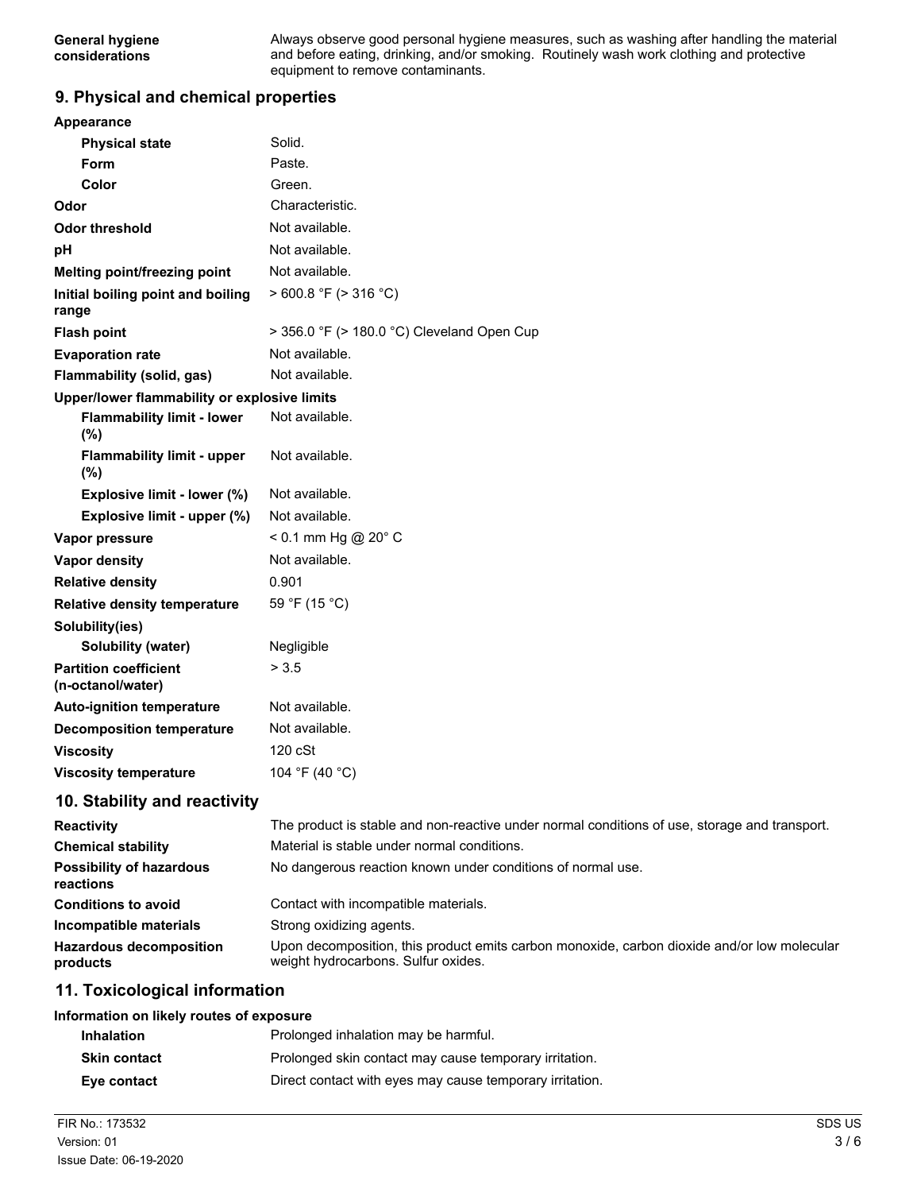| | |
|---|---|
| **General hygiene considerations** | Always observe good personal hygiene measures, such as washing after handling the material and before eating, drinking, and/or smoking. Routinely wash work clothing and protective equipment to remove contaminants. |

## 9. Physical and chemical properties

| | |
|---|---|
| **Appearance** | |
| **Physical state** | Solid. |
| **Form** | Paste. |
| **Color** | Green. |
| **Odor** | Characteristic. |
| **Odor threshold** | Not available. |
| **pH** | Not available. |
| **Melting point/freezing point** | Not available. |
| **Initial boiling point and boiling range** | > 600.8 °F (> 316 °C) |
| **Flash point** | > 356.0 °F (> 180.0 °C) Cleveland Open Cup |
| **Evaporation rate** | Not available. |
| **Flammability (solid, gas)** | Not available. |
| **Upper/lower flammability or explosive limits** | |
| **Flammability limit - lower (%)** | Not available. |
| **Flammability limit - upper (%)** | Not available. |
| **Explosive limit - lower (%)** | Not available. |
| **Explosive limit - upper (%)** | Not available. |
| **Vapor pressure** | < 0.1 mm Hg @ 20° C |
| **Vapor density** | Not available. |
| **Relative density** | 0.901 |
| **Relative density temperature** | 59 °F (15 °C) |
| **Solubility(ies)** | |
| **Solubility (water)** | Negligible |
| **Partition coefficient (n-octanol/water)** | > 3.5 |
| **Auto-ignition temperature** | Not available. |
| **Decomposition temperature** | Not available. |
| **Viscosity** | 120 cSt |
| **Viscosity temperature** | 104 °F (40 °C) |

## 10. Stability and reactivity

| | |
|---|---|
| **Reactivity** | The product is stable and non-reactive under normal conditions of use, storage and transport. |
| **Chemical stability** | Material is stable under normal conditions. |
| **Possibility of hazardous reactions** | No dangerous reaction known under conditions of normal use. |
| **Conditions to avoid** | Contact with incompatible materials. |
| **Incompatible materials** | Strong oxidizing agents. |
| **Hazardous decomposition products** | Upon decomposition, this product emits carbon monoxide, carbon dioxide and/or low molecular weight hydrocarbons. Sulfur oxides. |

## 11. Toxicological information

| | |
|---|---|
| **Information on likely routes of exposure** | |
| **Inhalation** | Prolonged inhalation may be harmful. |
| **Skin contact** | Prolonged skin contact may cause temporary irritation. |
| **Eye contact** | Direct contact with eyes may cause temporary irritation. |

FIR No.: 173532
Version: 01
Issue Date: 06-19-2020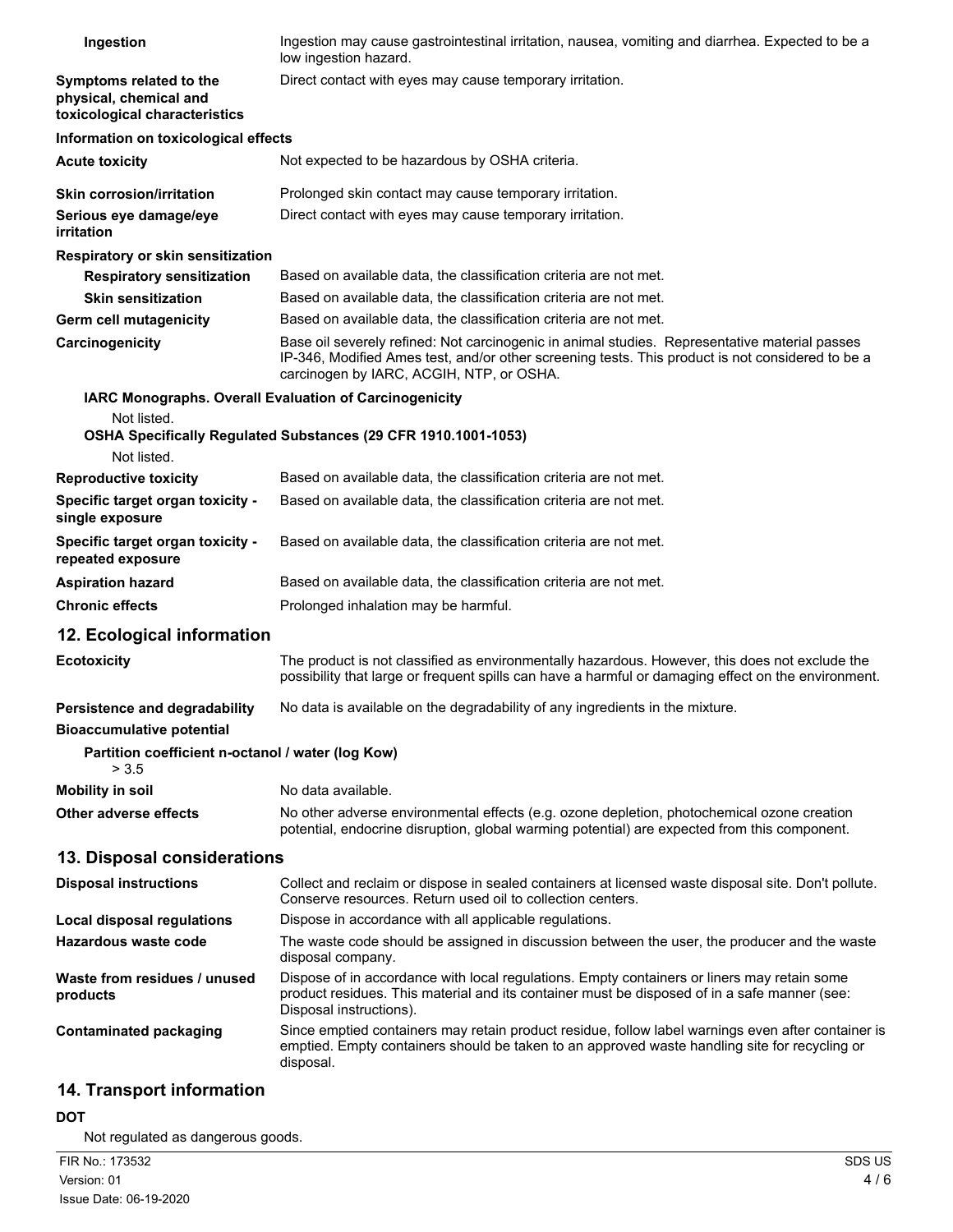| | |
|---|---|
| **Ingestion** | Ingestion may cause gastrointestinal irritation, nausea, vomiting and diarrhea. Expected to be a low ingestion hazard. |
| **Symptoms related to the physical, chemical and toxicological characteristics** | Direct contact with eyes may cause temporary irritation. |

**Information on toxicological effects**

| | |
|---|---|
| **Acute toxicity** | Not expected to be hazardous by OSHA criteria. |
| **Skin corrosion/irritation** | Prolonged skin contact may cause temporary irritation. |
| **Serious eye damage/eye irritation** | Direct contact with eyes may cause temporary irritation. |

**Respiratory or skin sensitization**

| | |
|---|---|
| **Respiratory sensitization** | Based on available data, the classification criteria are not met. |
| **Skin sensitization** | Based on available data, the classification criteria are not met. |
| **Germ cell mutagenicity** | Based on available data, the classification criteria are not met. |
| **Carcinogenicity** | Base oil severely refined: Not carcinogenic in animal studies. Representative material passes IP-346, Modified Ames test, and/or other screening tests. This product is not considered to be a carcinogen by IARC, ACGIH, NTP, or OSHA. |

**IARC Monographs. Overall Evaluation of Carcinogenicity**

Not listed.

**OSHA Specifically Regulated Substances (29 CFR 1910.1001-1053)**

Not listed.

| | |
|---|---|
| **Reproductive toxicity** | Based on available data, the classification criteria are not met. |
| **Specific target organ toxicity - single exposure** | Based on available data, the classification criteria are not met. |
| **Specific target organ toxicity - repeated exposure** | Based on available data, the classification criteria are not met. |
| **Aspiration hazard** | Based on available data, the classification criteria are not met. |
| **Chronic effects** | Prolonged inhalation may be harmful. |

## 12. Ecological information

| | |
|---|---|
| **Ecotoxicity** | The product is not classified as environmentally hazardous. However, this does not exclude the possibility that large or frequent spills can have a harmful or damaging effect on the environment. |
| **Persistence and degradability** | No data is available on the degradability of any ingredients in the mixture. |

**Bioaccumulative potential**

**Partition coefficient n-octanol / water (log Kow)**

> 3.5

| | |
|---|---|
| **Mobility in soil** | No data available. |
| **Other adverse effects** | No other adverse environmental effects (e.g. ozone depletion, photochemical ozone creation potential, endocrine disruption, global warming potential) are expected from this component. |

## 13. Disposal considerations

| | |
|---|---|
| **Disposal instructions** | Collect and reclaim or dispose in sealed containers at licensed waste disposal site. Don't pollute. Conserve resources. Return used oil to collection centers. |
| **Local disposal regulations** | Dispose in accordance with all applicable regulations. |
| **Hazardous waste code** | The waste code should be assigned in discussion between the user, the producer and the waste disposal company. |
| **Waste from residues / unused products** | Dispose of in accordance with local regulations. Empty containers or liners may retain some product residues. This material and its container must be disposed of in a safe manner (see: Disposal instructions). |
| **Contaminated packaging** | Since emptied containers may retain product residue, follow label warnings even after container is emptied. Empty containers should be taken to an approved waste handling site for recycling or disposal. |

## 14. Transport information

**DOT**

Not regulated as dangerous goods.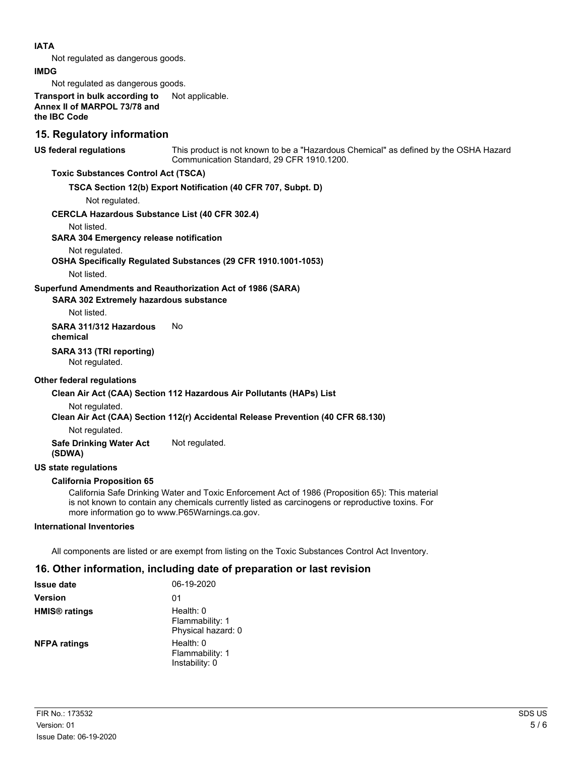**IATA**

Not regulated as dangerous goods.

**IMDG**

Not regulated as dangerous goods.

**Transport in bulk according to Annex II of MARPOL 73/78 and the IBC Code** Not applicable.

## 15. Regulatory information

**US federal regulations** This product is not known to be a "Hazardous Chemical" as defined by the OSHA Hazard Communication Standard, 29 CFR 1910.1200.

**Toxic Substances Control Act (TSCA)**

**TSCA Section 12(b) Export Notification (40 CFR 707, Subpt. D)**

Not regulated.

**CERCLA Hazardous Substance List (40 CFR 302.4)**

Not listed.

**SARA 304 Emergency release notification**

Not regulated.

**OSHA Specifically Regulated Substances (29 CFR 1910.1001-1053)**

Not listed.

**Superfund Amendments and Reauthorization Act of 1986 (SARA)**

**SARA 302 Extremely hazardous substance**

Not listed.

**SARA 311/312 Hazardous chemical** No

**SARA 313 (TRI reporting)**

Not regulated.

**Other federal regulations**

**Clean Air Act (CAA) Section 112 Hazardous Air Pollutants (HAPs) List**

Not regulated.

**Clean Air Act (CAA) Section 112(r) Accidental Release Prevention (40 CFR 68.130)**

Not regulated.

**Safe Drinking Water Act (SDWA)** Not regulated.

**US state regulations**

**California Proposition 65**

California Safe Drinking Water and Toxic Enforcement Act of 1986 (Proposition 65): This material is not known to contain any chemicals currently listed as carcinogens or reproductive toxins. For more information go to www.P65Warnings.ca.gov.

**International Inventories**

All components are listed or are exempt from listing on the Toxic Substances Control Act Inventory.

## 16. Other information, including date of preparation or last revision

**Issue date** 06-19-2020

**Version** 01

**HMIS® ratings** Health: 0
Flammability: 1
Physical hazard: 0

**NFPA ratings** Health: 0
Flammability: 1
Instability: 0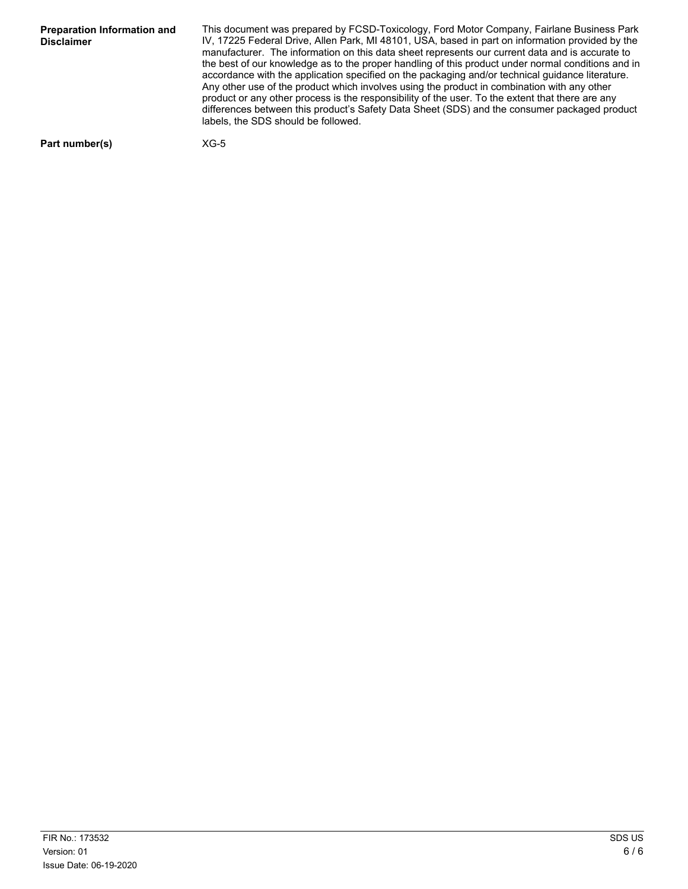**Preparation Information and Disclaimer**

This document was prepared by FCSD-Toxicology, Ford Motor Company, Fairlane Business Park IV, 17225 Federal Drive, Allen Park, MI 48101, USA, based in part on information provided by the manufacturer. The information on this data sheet represents our current data and is accurate to the best of our knowledge as to the proper handling of this product under normal conditions and in accordance with the application specified on the packaging and/or technical guidance literature. Any other use of the product which involves using the product in combination with any other product or any other process is the responsibility of the user. To the extent that there are any differences between this product's Safety Data Sheet (SDS) and the consumer packaged product labels, the SDS should be followed.

**Part number(s)**

XG-5